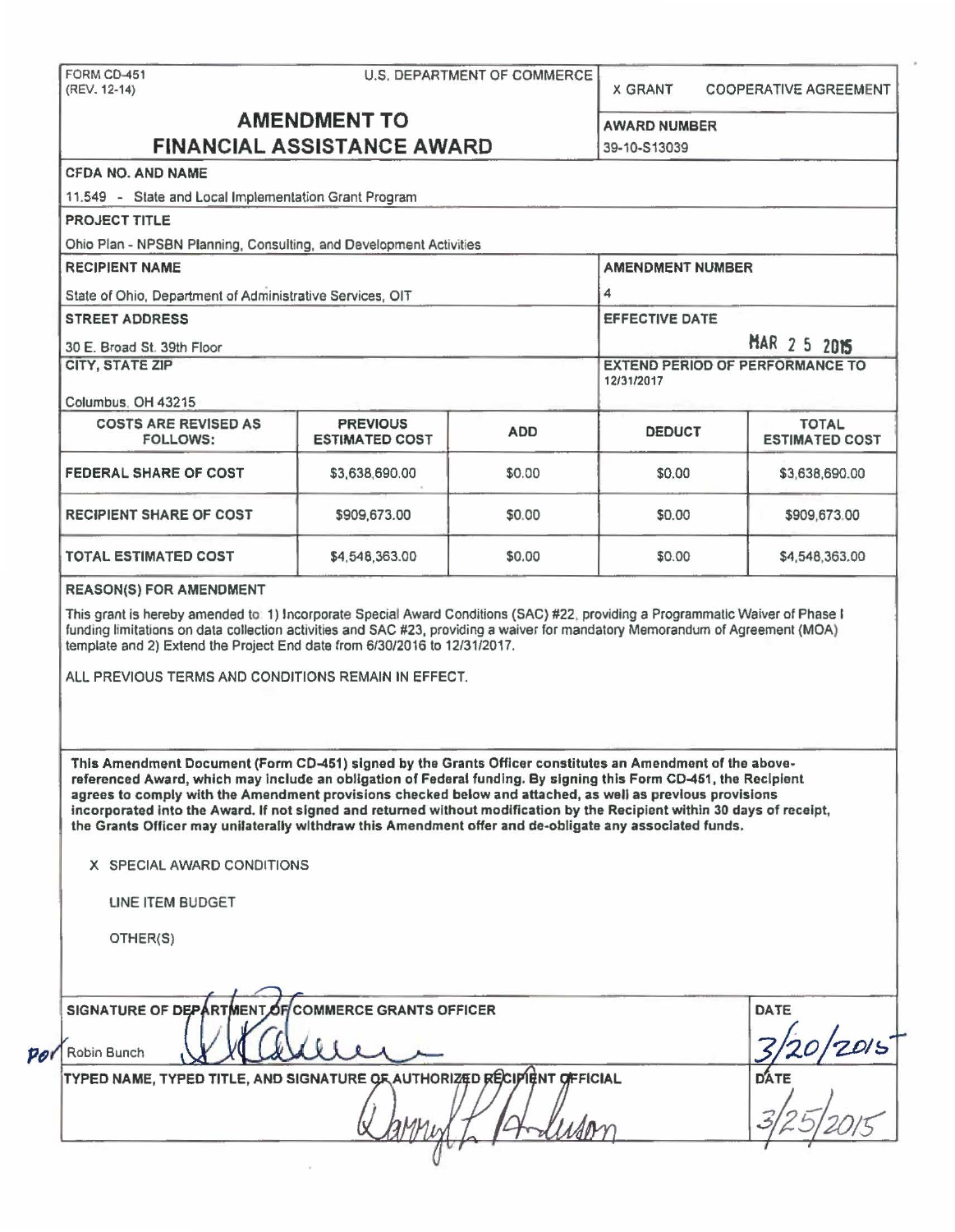FORM CD-451
(REV. 12-14)

U.S. DEPARTMENT OF COMMERCE

X GRANT    COOPERATIVE AGREEMENT

# AMENDMENT TO FINANCIAL ASSISTANCE AWARD

**AWARD NUMBER**
39-10-S13039

**CFDA NO. AND NAME**
11.549 - State and Local Implementation Grant Program

**PROJECT TITLE**
Ohio Plan - NPSBN Planning, Consulting, and Development Activities

**RECIPIENT NAME**
State of Ohio, Department of Administrative Services, OIT

**AMENDMENT NUMBER**
4

**STREET ADDRESS**
30 E. Broad St. 39th Floor

**EFFECTIVE DATE**
MAR 25 2015

**CITY, STATE ZIP**
Columbus, OH 43215

**EXTEND PERIOD OF PERFORMANCE TO**
12/31/2017

| COSTS ARE REVISED AS FOLLOWS: | PREVIOUS ESTIMATED COST | ADD | DEDUCT | TOTAL ESTIMATED COST |
|---|---|---|---|---|
| FEDERAL SHARE OF COST | $3,638,690.00 | $0.00 | $0.00 | $3,638,690.00 |
| RECIPIENT SHARE OF COST | $909,673.00 | $0.00 | $0.00 | $909,673.00 |
| TOTAL ESTIMATED COST | $4,548,363.00 | $0.00 | $0.00 | $4,548,363.00 |

**REASON(S) FOR AMENDMENT**

This grant is hereby amended to: 1) Incorporate Special Award Conditions (SAC) #22, providing a Programmatic Waiver of Phase I funding limitations on data collection activities and SAC #23, providing a waiver for mandatory Memorandum of Agreement (MOA) template and 2) Extend the Project End date from 6/30/2016 to 12/31/2017.

ALL PREVIOUS TERMS AND CONDITIONS REMAIN IN EFFECT.

**This Amendment Document (Form CD-451) signed by the Grants Officer constitutes an Amendment of the above-referenced Award, which may include an obligation of Federal funding. By signing this Form CD-451, the Recipient agrees to comply with the Amendment provisions checked below and attached, as well as previous provisions incorporated into the Award. If not signed and returned without modification by the Recipient within 30 days of receipt, the Grants Officer may unilaterally withdraw this Amendment offer and de-obligate any associated funds.**

X SPECIAL AWARD CONDITIONS

LINE ITEM BUDGET

OTHER(S)

**SIGNATURE OF DEPARTMENT OF COMMERCE GRANTS OFFICER**
for Robin Bunch [signature]

**DATE**
3/20/2015

**TYPED NAME, TYPED TITLE, AND SIGNATURE OF AUTHORIZED RECIPIENT OFFICIAL**
[signature: Darryl L. Anderson]

**DATE**
3/25/2015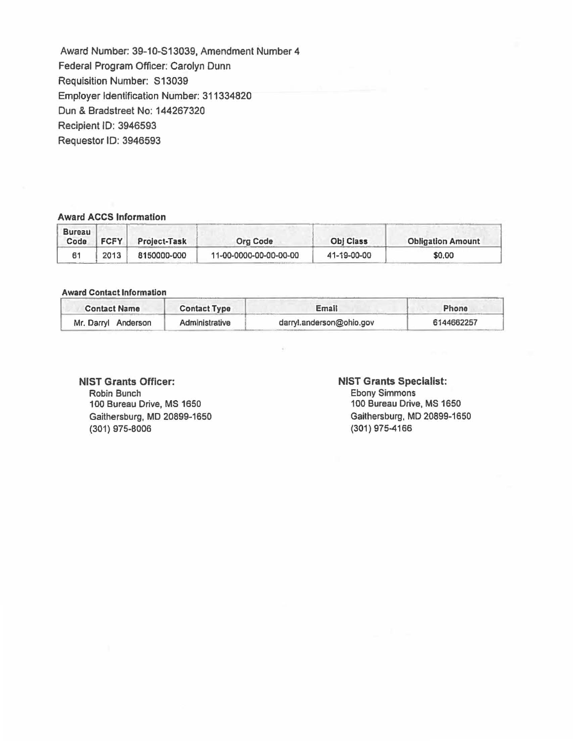Award Number: 39-10-S13039, Amendment Number 4
Federal Program Officer: Carolyn Dunn
Requisition Number: S13039
Employer Identification Number: 311334820
Dun & Bradstreet No: 144267320
Recipient ID: 3946593
Requestor ID: 3946593

**Award ACCS Information**

| Bureau Code | FCFY | Project-Task | Org Code | Obj Class | Obligation Amount |
|---|---|---|---|---|---|
| 61 | 2013 | 8150000-000 | 11-00-0000-00-00-00-00 | 41-19-00-00 | $0.00 |

**Award Contact Information**

| Contact Name | Contact Type | Email | Phone |
|---|---|---|---|
| Mr. Darryl Anderson | Administrative | darryl.anderson@ohio.gov | 6144662257 |

**NIST Grants Officer:**
Robin Bunch
100 Bureau Drive, MS 1650
Gaithersburg, MD 20899-1650
(301) 975-8006

**NIST Grants Specialist:**
Ebony Simmons
100 Bureau Drive, MS 1650
Gaithersburg, MD 20899-1650
(301) 975-4166